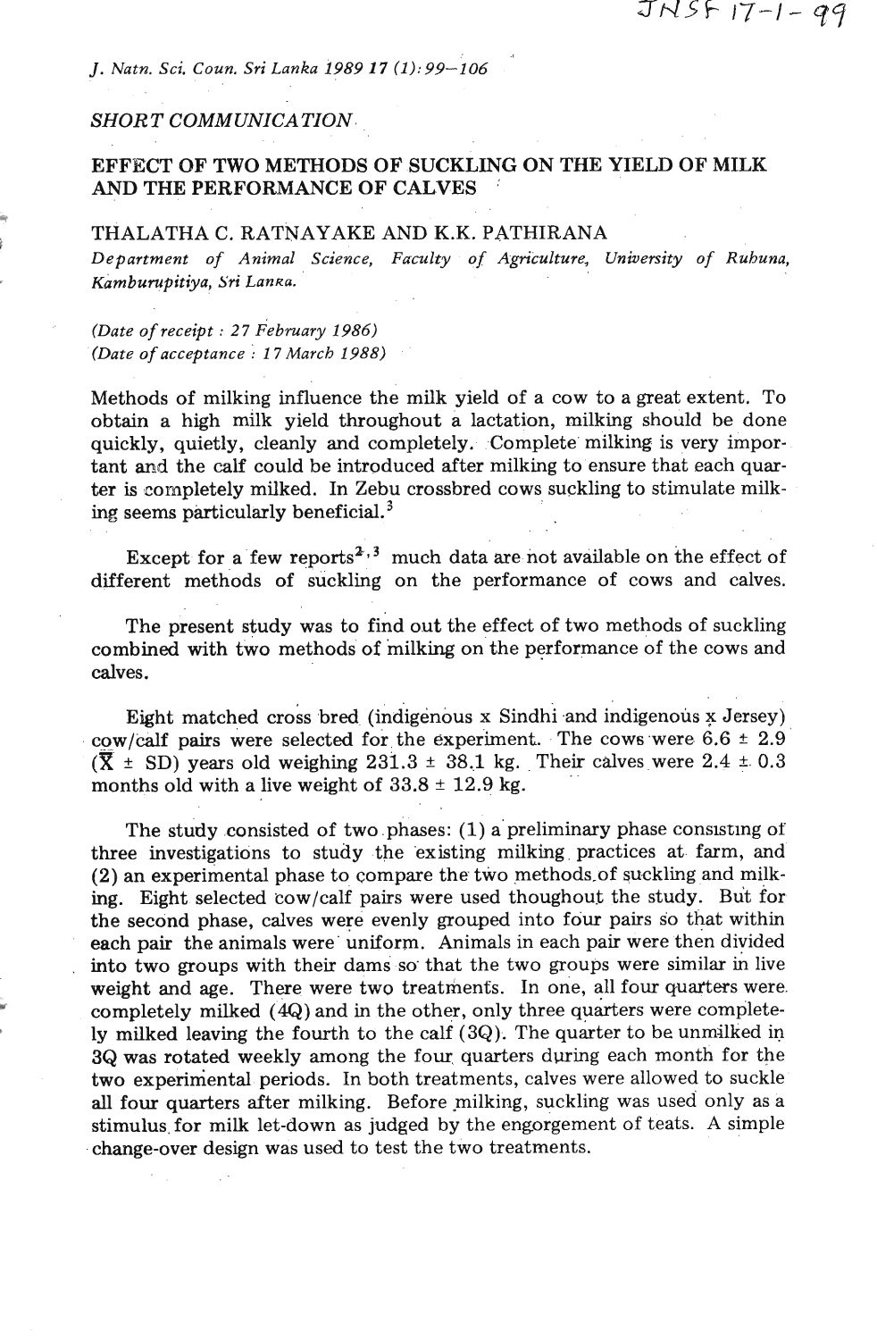*SHORT COMMUNICATION*

# EFFECT OF TWO METHODS OF SUCKLING ON THE YIELD OF MILK AND THE PERFORMANCE OF CALVES

THALATHA C. RATNAYAKE AND K.K. PATHIRANA

*Department of Animal Science, Faculty of Agriculture, University of Ruhuna, Kamburupitiya, Sri Lanka.*

*(Date of receipt : 27 February 1986)*
*(Date of acceptance : 17 March 1988)*

Methods of milking influence the milk yield of a cow to a great extent. To obtain a high milk yield throughout a lactation, milking should be done quickly, quietly, cleanly and completely. Complete milking is very important and the calf could be introduced after milking to ensure that each quarter is completely milked. In Zebu crossbred cows suckling to stimulate milking seems particularly beneficial.[3]

Except for a few reports[2,3] much data are not available on the effect of different methods of suckling on the performance of cows and calves.

The present study was to find out the effect of two methods of suckling combined with two methods of milking on the performance of the cows and calves.

Eight matched cross bred (indigenous x Sindhi and indigenous x Jersey) cow/calf pairs were selected for the experiment. The cows were 6.6 ± 2.9 ($\overline{X}$ ± SD) years old weighing 231.3 ± 38.1 kg. Their calves were 2.4 ± 0.3 months old with a live weight of 33.8 ± 12.9 kg.

The study consisted of two phases: (1) a preliminary phase consisting of three investigations to study the existing milking practices at farm, and (2) an experimental phase to compare the two methods of suckling and milking. Eight selected cow/calf pairs were used thoughout the study. But for the second phase, calves were evenly grouped into four pairs so that within each pair the animals were uniform. Animals in each pair were then divided into two groups with their dams so that the two groups were similar in live weight and age. There were two treatments. In one, all four quarters were completely milked (4Q) and in the other, only three quarters were completely milked leaving the fourth to the calf (3Q). The quarter to be unmilked in 3Q was rotated weekly among the four quarters during each month for the two experimental periods. In both treatments, calves were allowed to suckle all four quarters after milking. Before milking, suckling was used only as a stimulus for milk let-down as judged by the engorgement of teats. A simple change-over design was used to test the two treatments.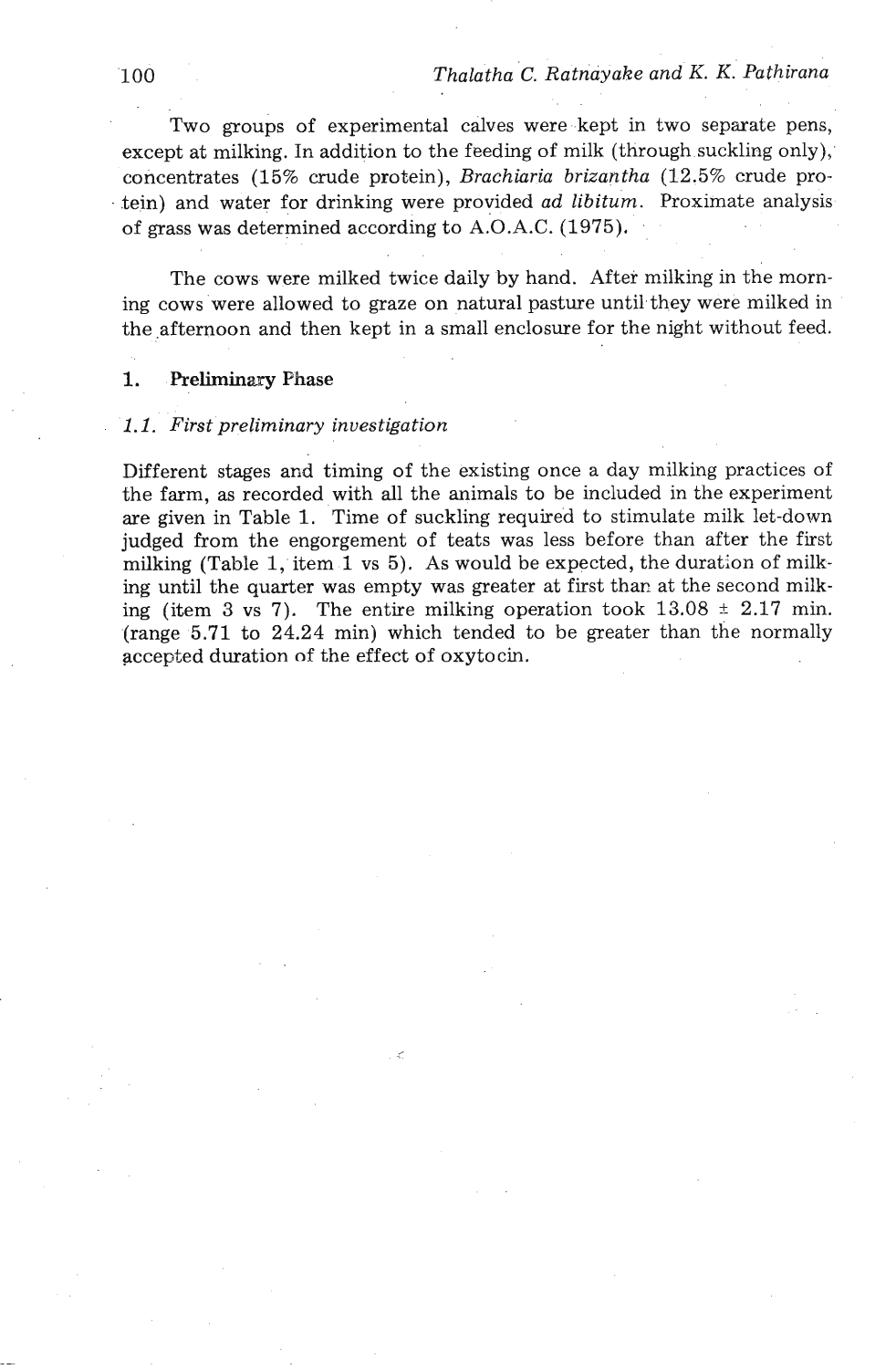Two groups of experimental calves were kept in two separate pens, except at milking. In addition to the feeding of milk (through suckling only), concentrates (15% crude protein), *Brachiaria brizantha* (12.5% crude protein) and water for drinking were provided *ad libitum*. Proximate analysis of grass was determined according to A.O.A.C. (1975).

The cows were milked twice daily by hand. After milking in the morning cows were allowed to graze on natural pasture until they were milked in the afternoon and then kept in a small enclosure for the night without feed.

## 1. Preliminary Phase

### *1.1. First preliminary investigation*

Different stages and timing of the existing once a day milking practices of the farm, as recorded with all the animals to be included in the experiment are given in Table 1. Time of suckling required to stimulate milk let-down judged from the engorgement of teats was less before than after the first milking (Table 1, item 1 vs 5). As would be expected, the duration of milking until the quarter was empty was greater at first than at the second milking (item 3 vs 7). The entire milking operation took $13.08 \pm 2.17$ min. (range 5.71 to 24.24 min) which tended to be greater than the normally accepted duration of the effect of oxytocin.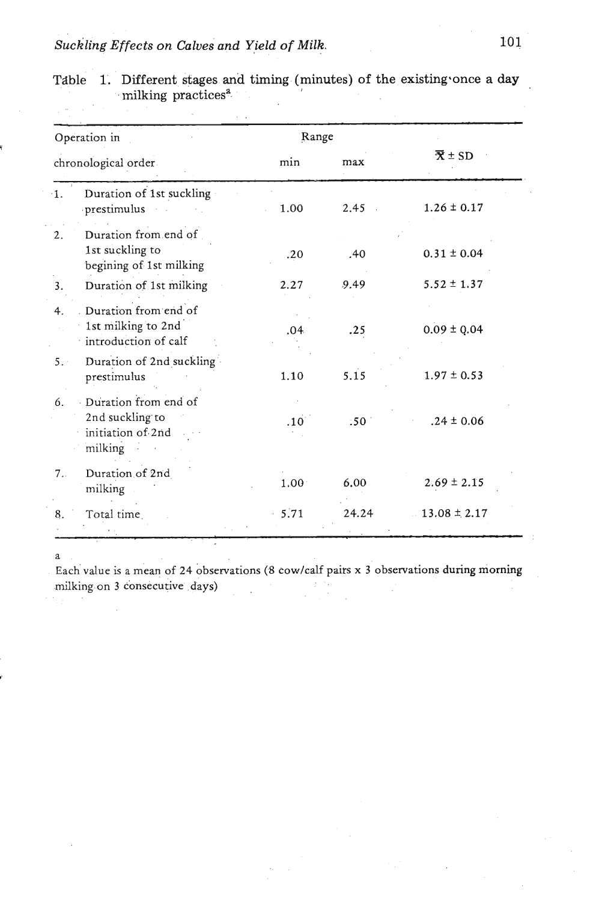Table 1. Different stages and timing (minutes) of the existing once a day milking practices[a]

| Operation in chronological order | Range min | Range max | $\bar{X} \pm SD$ |
|---|---|---|---|
| 1. Duration of 1st suckling prestimulus | 1.00 | 2.45 | 1.26 ± 0.17 |
| 2. Duration from end of 1st suckling to begining of 1st milking | .20 | .40 | 0.31 ± 0.04 |
| 3. Duration of 1st milking | 2.27 | 9.49 | 5.52 ± 1.37 |
| 4. Duration from end of 1st milking to 2nd introduction of calf | .04 | .25 | 0.09 ± 0.04 |
| 5. Duration of 2nd suckling prestimulus | 1.10 | 5.15 | 1.97 ± 0.53 |
| 6. Duration from end of 2nd suckling to initiation of 2nd milking | .10 | .50 | .24 ± 0.06 |
| 7. Duration of 2nd milking | 1.00 | 6.00 | 2.69 ± 2.15 |
| 8. Total time | 5.71 | 24.24 | 13.08 ± 2.17 |

[a] Each value is a mean of 24 observations (8 cow/calf pairs x 3 observations during morning milking on 3 consecutive days)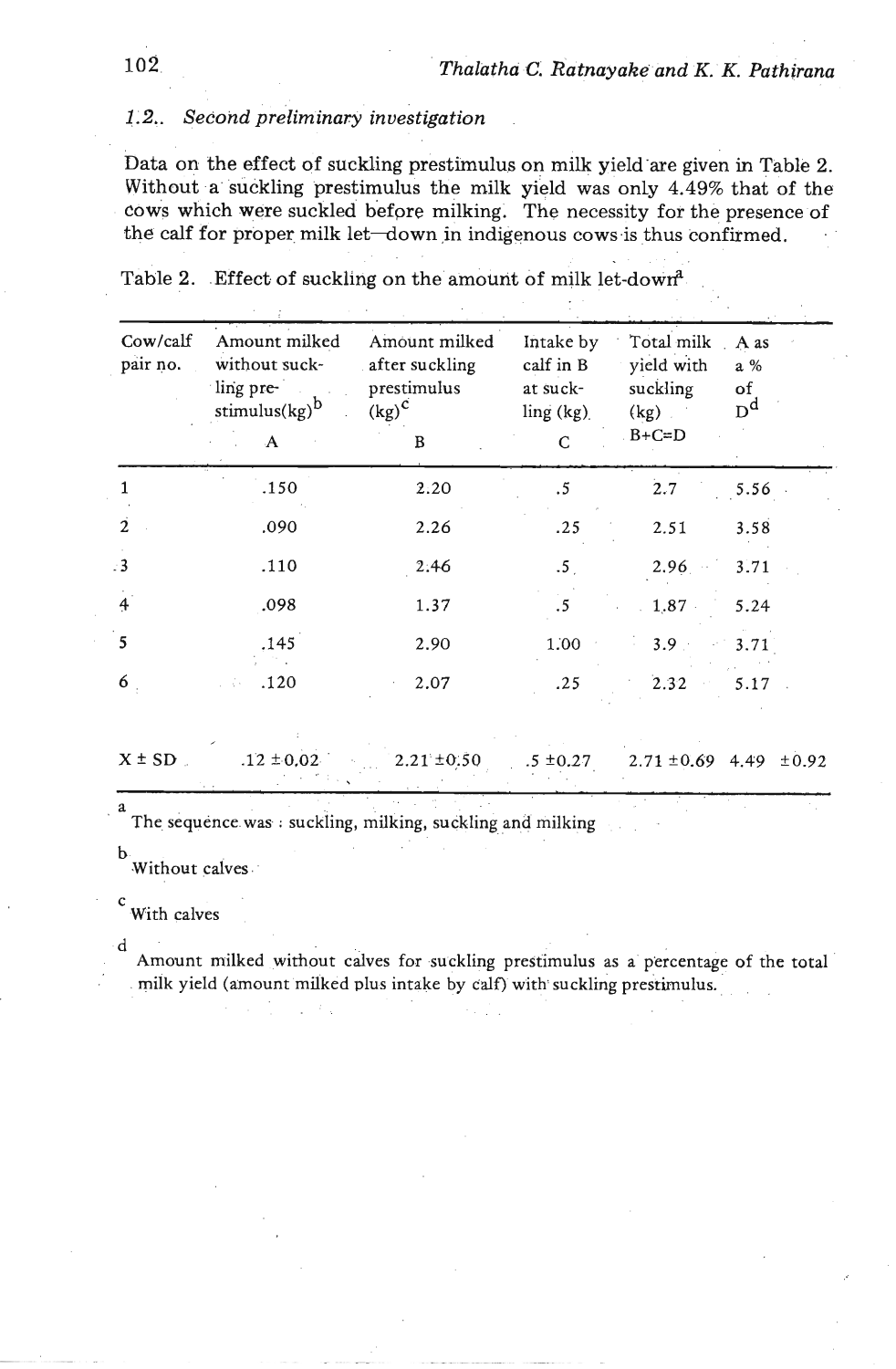### 1.2. *Second preliminary investigation*

Data on the effect of suckling prestimulus on milk yield are given in Table 2. Without a suckling prestimulus the milk yield was only 4.49% that of the cows which were suckled before milking. The necessity for the presence of the calf for proper milk let–down in indigenous cows is thus confirmed.

Table 2. Effect of suckling on the amount of milk let-down[a]

| Cow/calf pair no. | Amount milked without suckling prestimulus(kg)[b] A | Amount milked after suckling prestimulus (kg)[c] B | Intake by calf in B at suckling (kg) C | Total milk yield with suckling (kg) B+C=D | A as a % of D[d] |
|---|---|---|---|---|---|
| 1 | .150 | 2.20 | .5 | 2.7 | 5.56 |
| 2 | .090 | 2.26 | .25 | 2.51 | 3.58 |
| 3 | .110 | 2.46 | .5 | 2.96 | 3.71 |
| 4 | .098 | 1.37 | .5 | 1.87 | 5.24 |
| 5 | .145 | 2.90 | 1.00 | 3.9 | 3.71 |
| 6 | .120 | 2.07 | .25 | 2.32 | 5.17 |
| X ± SD | .12 ±0.02 | 2.21 ±0.50 | .5 ±0.27 | 2.71 ±0.69 | 4.49 ±0.92 |

[a] The sequence was : suckling, milking, suckling and milking

[b] Without calves

[c] With calves

[d] Amount milked without calves for suckling prestimulus as a percentage of the total milk yield (amount milked plus intake by calf) with suckling prestimulus.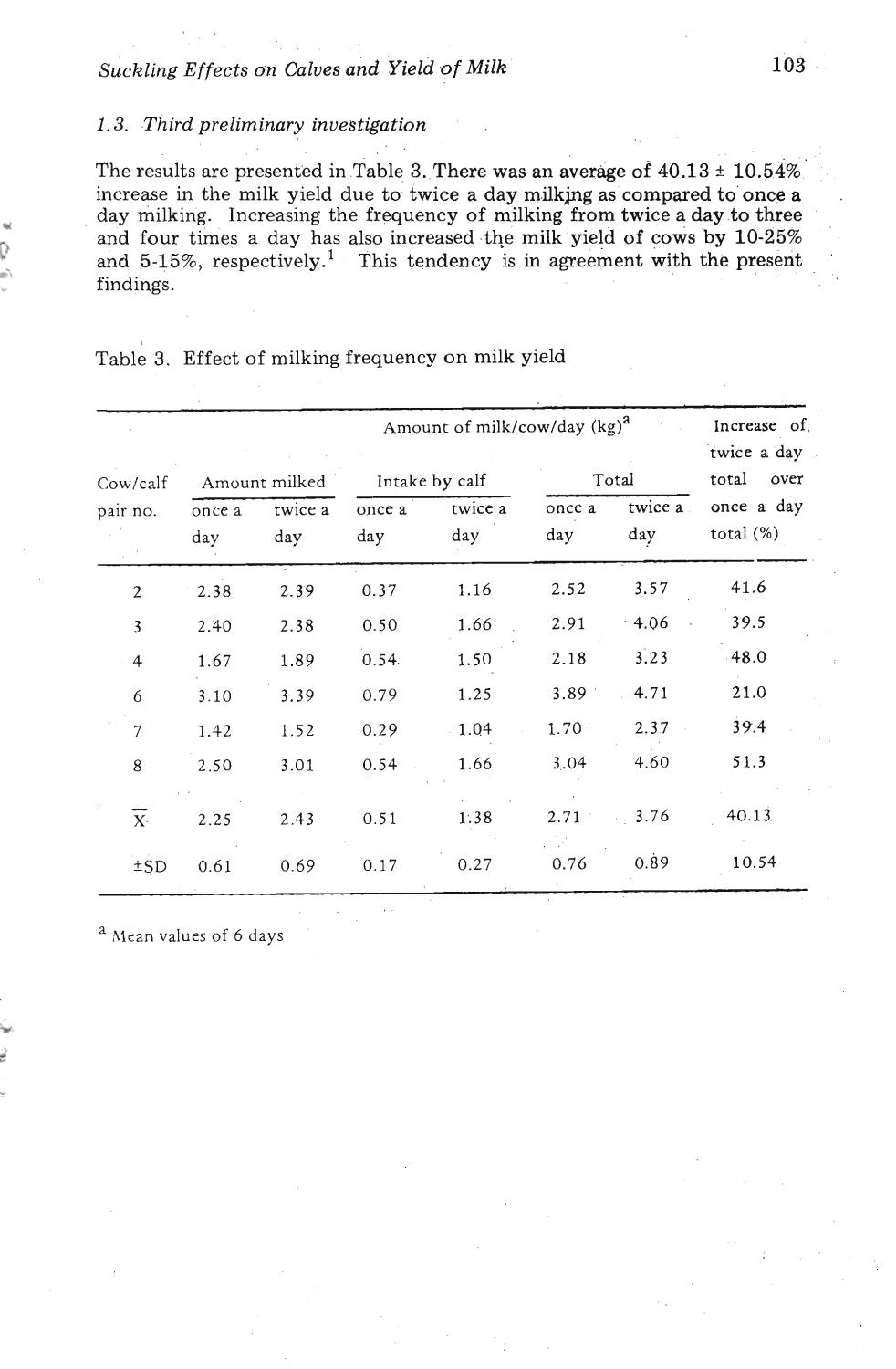### 1.3. Third preliminary investigation

The results are presented in Table 3. There was an average of 40.13 ± 10.54% increase in the milk yield due to twice a day milking as compared to once a day milking. Increasing the frequency of milking from twice a day to three and four times a day has also increased the milk yield of cows by 10-25% and 5-15%, respectively.[1] This tendency is in agreement with the present findings.

Table 3. Effect of milking frequency on milk yield

| Cow/calf pair no. | Amount of milk/cow/day (kg)[a] | | | | | | Increase of twice a day total over once a day total (%) |
|---|---|---|---|---|---|---|---|
| | Amount milked | | Intake by calf | | Total | | |
| | once a day | twice a day | once a day | twice a day | once a day | twice a day | |
| 2 | 2.38 | 2.39 | 0.37 | 1.16 | 2.52 | 3.57 | 41.6 |
| 3 | 2.40 | 2.38 | 0.50 | 1.66 | 2.91 | 4.06 | 39.5 |
| 4 | 1.67 | 1.89 | 0.54 | 1.50 | 2.18 | 3.23 | 48.0 |
| 6 | 3.10 | 3.39 | 0.79 | 1.25 | 3.89 | 4.71 | 21.0 |
| 7 | 1.42 | 1.52 | 0.29 | 1.04 | 1.70 | 2.37 | 39.4 |
| 8 | 2.50 | 3.01 | 0.54 | 1.66 | 3.04 | 4.60 | 51.3 |
| $\overline{X}$ | 2.25 | 2.43 | 0.51 | 1.38 | 2.71 | 3.76 | 40.13 |
| ±SD | 0.61 | 0.69 | 0.17 | 0.27 | 0.76 | 0.89 | 10.54 |

[a] Mean values of 6 days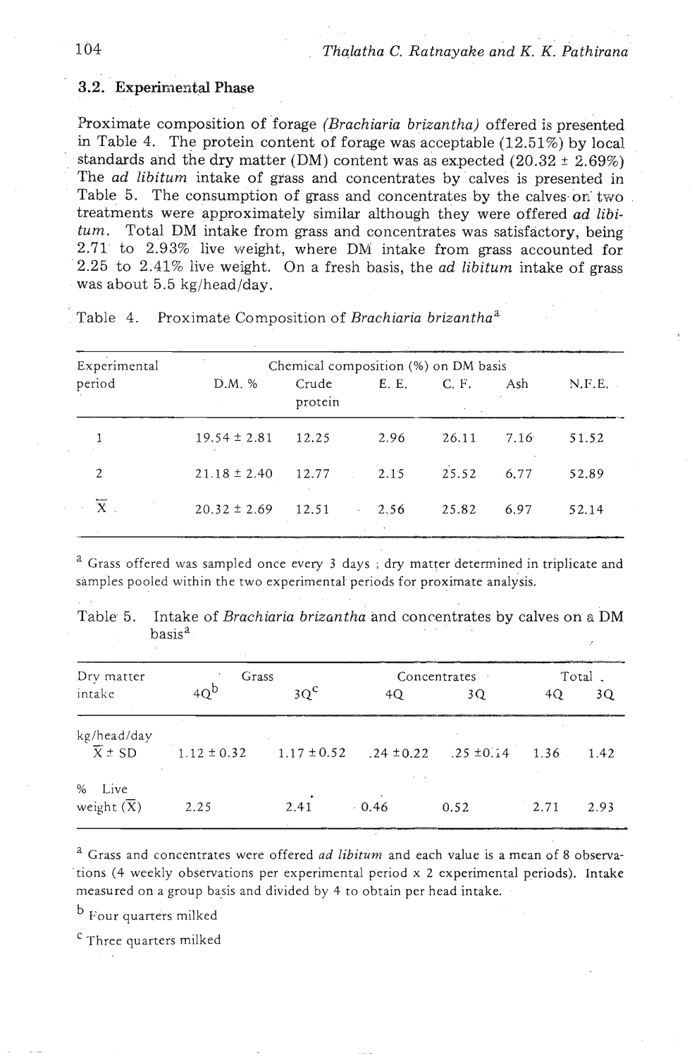### 3.2. Experimental Phase

Proximate composition of forage *(Brachiaria brizantha)* offered is presented in Table 4. The protein content of forage was acceptable (12.51%) by local standards and the dry matter (DM) content was as expected (20.32 ± 2.69%) The *ad libitum* intake of grass and concentrates by calves is presented in Table 5. The consumption of grass and concentrates by the calves on two treatments were approximately similar although they were offered *ad libitum*. Total DM intake from grass and concentrates was satisfactory, being 2.71 to 2.93% live weight, where DM intake from grass accounted for 2.25 to 2.41% live weight. On a fresh basis, the *ad libitum* intake of grass was about 5.5 kg/head/day.

Table 4. Proximate Composition of *Brachiaria brizantha*[a]

| Experimental period | Chemical composition (%) on DM basis | | | | | |
|---|---|---|---|---|---|---|
| | D.M. % | Crude protein | E. E. | C. F. | Ash | N.F.E. |
| 1 | 19.54 ± 2.81 | 12.25 | 2.96 | 26.11 | 7.16 | 51.52 |
| 2 | 21.18 ± 2.40 | 12.77 | 2.15 | 25.52 | 6.77 | 52.89 |
| $\overline{X}$ | 20.32 ± 2.69 | 12.51 | 2.56 | 25.82 | 6.97 | 52.14 |

[a] Grass offered was sampled once every 3 days ; dry matter determined in triplicate and samples pooled within the two experimental periods for proximate analysis.

Table 5. Intake of *Brachiaria brizantha* and concentrates by calves on a DM basis[a]

| Dry matter intake | Grass | | Concentrates | | Total | |
|---|---|---|---|---|---|---|
| | 4Q[b] | 3Q[c] | 4Q | 3Q | 4Q | 3Q |
| kg/head/day $\overline{X} \pm$ SD | 1.12 ± 0.32 | 1.17 ± 0.52 | .24 ± 0.22 | .25 ± 0.14 | 1.36 | 1.42 |
| % Live weight ($\overline{X}$) | 2.25 | 2.41 | 0.46 | 0.52 | 2.71 | 2.93 |

[a] Grass and concentrates were offered *ad libitum* and each value is a mean of 8 observations (4 weekly observations per experimental period x 2 experimental periods). Intake measured on a group basis and divided by 4 to obtain per head intake.

[b] Four quarters milked

[c] Three quarters milked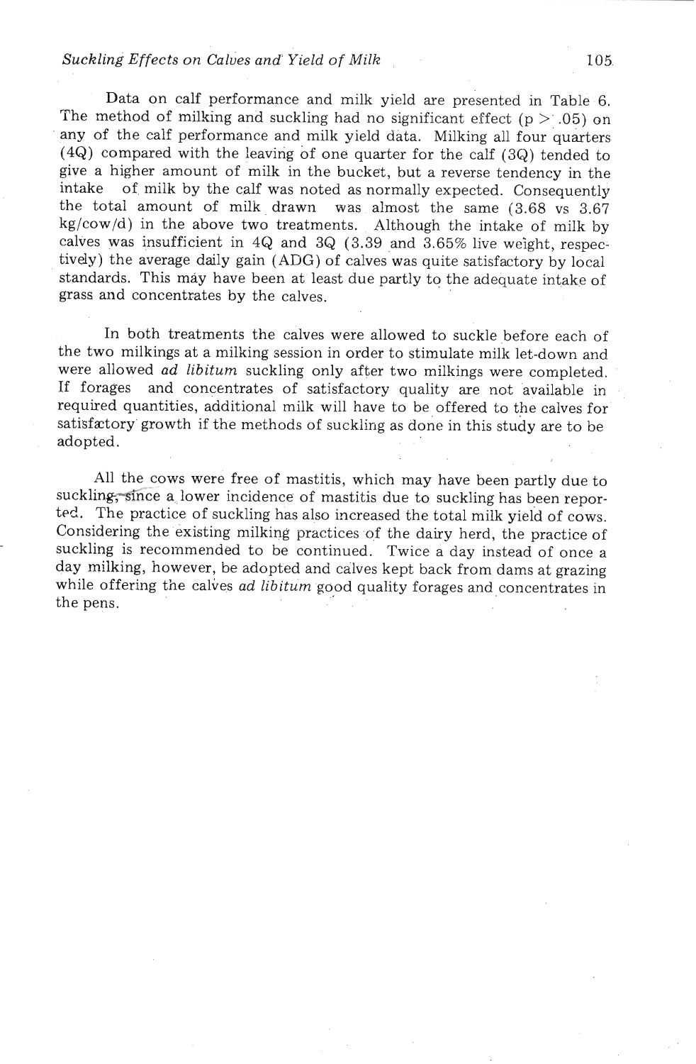Data on calf performance and milk yield are presented in Table 6. The method of milking and suckling had no significant effect ($p > .05$) on any of the calf performance and milk yield data. Milking all four quarters (4Q) compared with the leaving of one quarter for the calf (3Q) tended to give a higher amount of milk in the bucket, but a reverse tendency in the intake of milk by the calf was noted as normally expected. Consequently the total amount of milk drawn was almost the same (3.68 vs 3.67 kg/cow/d) in the above two treatments. Although the intake of milk by calves was insufficient in 4Q and 3Q (3.39 and 3.65% live weight, respectively) the average daily gain (ADG) of calves was quite satisfactory by local standards. This may have been at least due partly to the adequate intake of grass and concentrates by the calves.

In both treatments the calves were allowed to suckle before each of the two milkings at a milking session in order to stimulate milk let-down and were allowed *ad libitum* suckling only after two milkings were completed. If forages and concentrates of satisfactory quality are not available in required quantities, additional milk will have to be offered to the calves for satisfactory growth if the methods of suckling as done in this study are to be adopted.

All the cows were free of mastitis, which may have been partly due to suckling, since a lower incidence of mastitis due to suckling has been reported. The practice of suckling has also increased the total milk yield of cows. Considering the existing milking practices of the dairy herd, the practice of suckling is recommended to be continued. Twice a day instead of once a day milking, however, be adopted and calves kept back from dams at grazing while offering the calves *ad libitum* good quality forages and concentrates in the pens.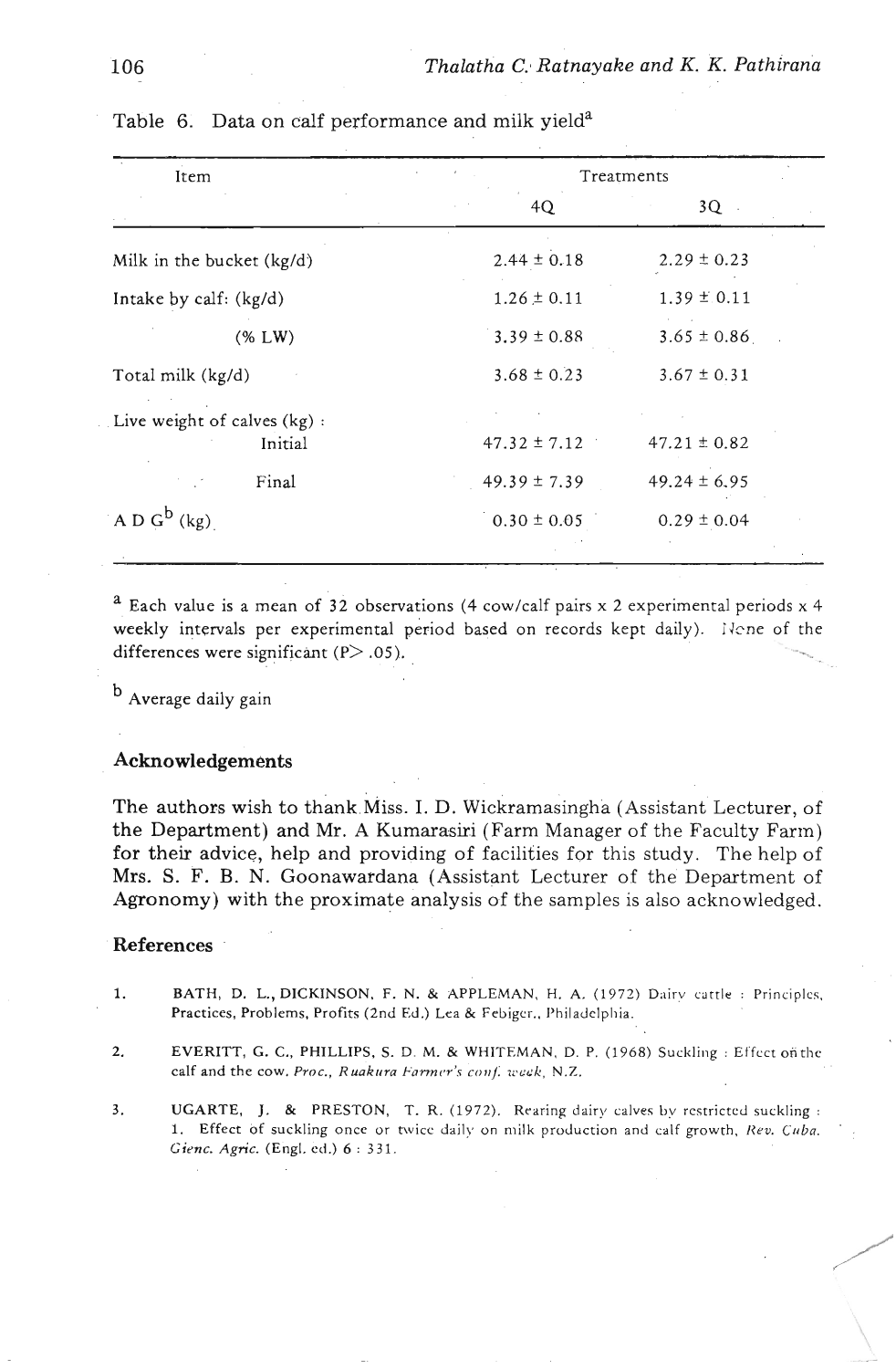Table 6. Data on calf performance and milk yield[a]

| Item | Treatments | |
|---|---|---|
| | 4Q | 3Q |
| Milk in the bucket (kg/d) | 2.44 ± 0.18 | 2.29 ± 0.23 |
| Intake by calf: (kg/d) | 1.26 ± 0.11 | 1.39 ± 0.11 |
| (% LW) | 3.39 ± 0.88 | 3.65 ± 0.86 |
| Total milk (kg/d) | 3.68 ± 0.23 | 3.67 ± 0.31 |
| Live weight of calves (kg) : | | |
| Initial | 47.32 ± 7.12 | 47.21 ± 0.82 |
| Final | 49.39 ± 7.39 | 49.24 ± 6.95 |
| A D G[b] (kg) | 0.30 ± 0.05 | 0.29 ± 0.04 |

[a] Each value is a mean of 32 observations (4 cow/calf pairs x 2 experimental periods x 4 weekly intervals per experimental period based on records kept daily). None of the differences were significant (P> .05).

[b] Average daily gain

## Acknowledgements

The authors wish to thank Miss. I. D. Wickramasingha (Assistant Lecturer, of the Department) and Mr. A Kumarasiri (Farm Manager of the Faculty Farm) for their advice, help and providing of facilities for this study. The help of Mrs. S. F. B. N. Goonawardana (Assistant Lecturer of the Department of Agronomy) with the proximate analysis of the samples is also acknowledged.

## References

1. BATH, D. L., DICKINSON, F. N. & APPLEMAN, H. A. (1972) Dairy cattle : Principles, Practices, Problems, Profits (2nd Ed.) Lea & Febiger., Philadelphia.

2. EVERITT, G. C., PHILLIPS, S. D. M. & WHITEMAN, D. P. (1968) Suckling : Effect on the calf and the cow. *Proc., Ruakura Farmer's conf. week*, N.Z.

3. UGARTE, J. & PRESTON, T. R. (1972). Rearing dairy calves by restricted suckling : 1. Effect of suckling once or twice daily on milk production and calf growth, *Rev. Cuba. Cienc. Agric.* (Engl. ed.) 6 : 331.